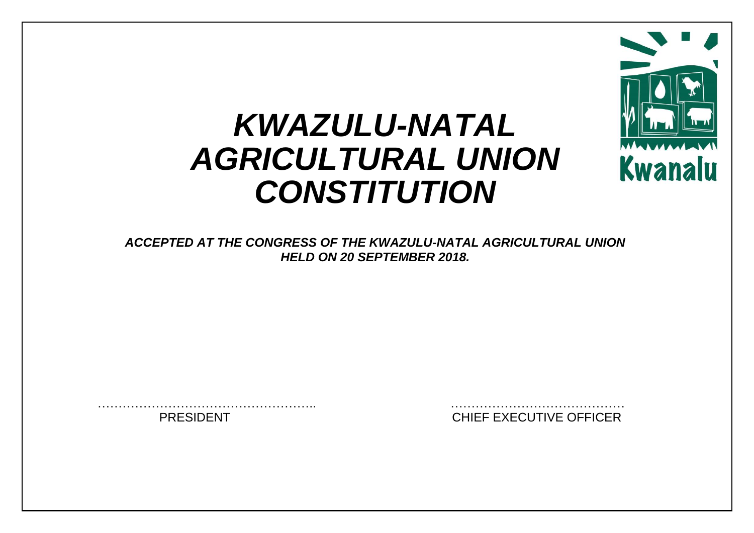# *KWAZULU-NATAL AGRICULTURAL UNION CONSTITUTION*

Kwanalu

***ACCEPTED AT THE CONGRESS OF THE KWAZULU-NATAL AGRICULTURAL UNION HELD ON 20 SEPTEMBER 2018.***

………………………………………………..
PRESIDENT

……………………………………
CHIEF EXECUTIVE OFFICER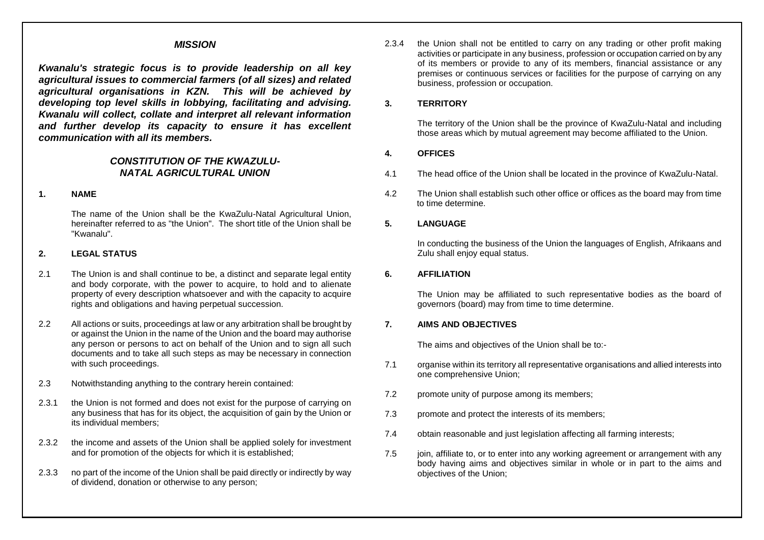## *MISSION*

***Kwanalu's strategic focus is to provide leadership on all key agricultural issues to commercial farmers (of all sizes) and related agricultural organisations in KZN. This will be achieved by developing top level skills in lobbying, facilitating and advising. Kwanalu will collect, collate and interpret all relevant information and further develop its capacity to ensure it has excellent communication with all its members.***

# *CONSTITUTION OF THE KWAZULU-NATAL AGRICULTURAL UNION*

### 1. NAME

The name of the Union shall be the KwaZulu-Natal Agricultural Union, hereinafter referred to as "the Union". The short title of the Union shall be "Kwanalu".

### 2. LEGAL STATUS

2.1 The Union is and shall continue to be, a distinct and separate legal entity and body corporate, with the power to acquire, to hold and to alienate property of every description whatsoever and with the capacity to acquire rights and obligations and having perpetual succession.

2.2 All actions or suits, proceedings at law or any arbitration shall be brought by or against the Union in the name of the Union and the board may authorise any person or persons to act on behalf of the Union and to sign all such documents and to take all such steps as may be necessary in connection with such proceedings.

2.3 Notwithstanding anything to the contrary herein contained:

2.3.1 the Union is not formed and does not exist for the purpose of carrying on any business that has for its object, the acquisition of gain by the Union or its individual members;

2.3.2 the income and assets of the Union shall be applied solely for investment and for promotion of the objects for which it is established;

2.3.3 no part of the income of the Union shall be paid directly or indirectly by way of dividend, donation or otherwise to any person;

2.3.4 the Union shall not be entitled to carry on any trading or other profit making activities or participate in any business, profession or occupation carried on by any of its members or provide to any of its members, financial assistance or any premises or continuous services or facilities for the purpose of carrying on any business, profession or occupation.

### 3. TERRITORY

The territory of the Union shall be the province of KwaZulu-Natal and including those areas which by mutual agreement may become affiliated to the Union.

### 4. OFFICES

4.1 The head office of the Union shall be located in the province of KwaZulu-Natal.

4.2 The Union shall establish such other office or offices as the board may from time to time determine.

### 5. LANGUAGE

In conducting the business of the Union the languages of English, Afrikaans and Zulu shall enjoy equal status.

### 6. AFFILIATION

The Union may be affiliated to such representative bodies as the board of governors (board) may from time to time determine.

### 7. AIMS AND OBJECTIVES

The aims and objectives of the Union shall be to:-

7.1 organise within its territory all representative organisations and allied interests into one comprehensive Union;

7.2 promote unity of purpose among its members;

7.3 promote and protect the interests of its members;

7.4 obtain reasonable and just legislation affecting all farming interests;

7.5 join, affiliate to, or to enter into any working agreement or arrangement with any body having aims and objectives similar in whole or in part to the aims and objectives of the Union;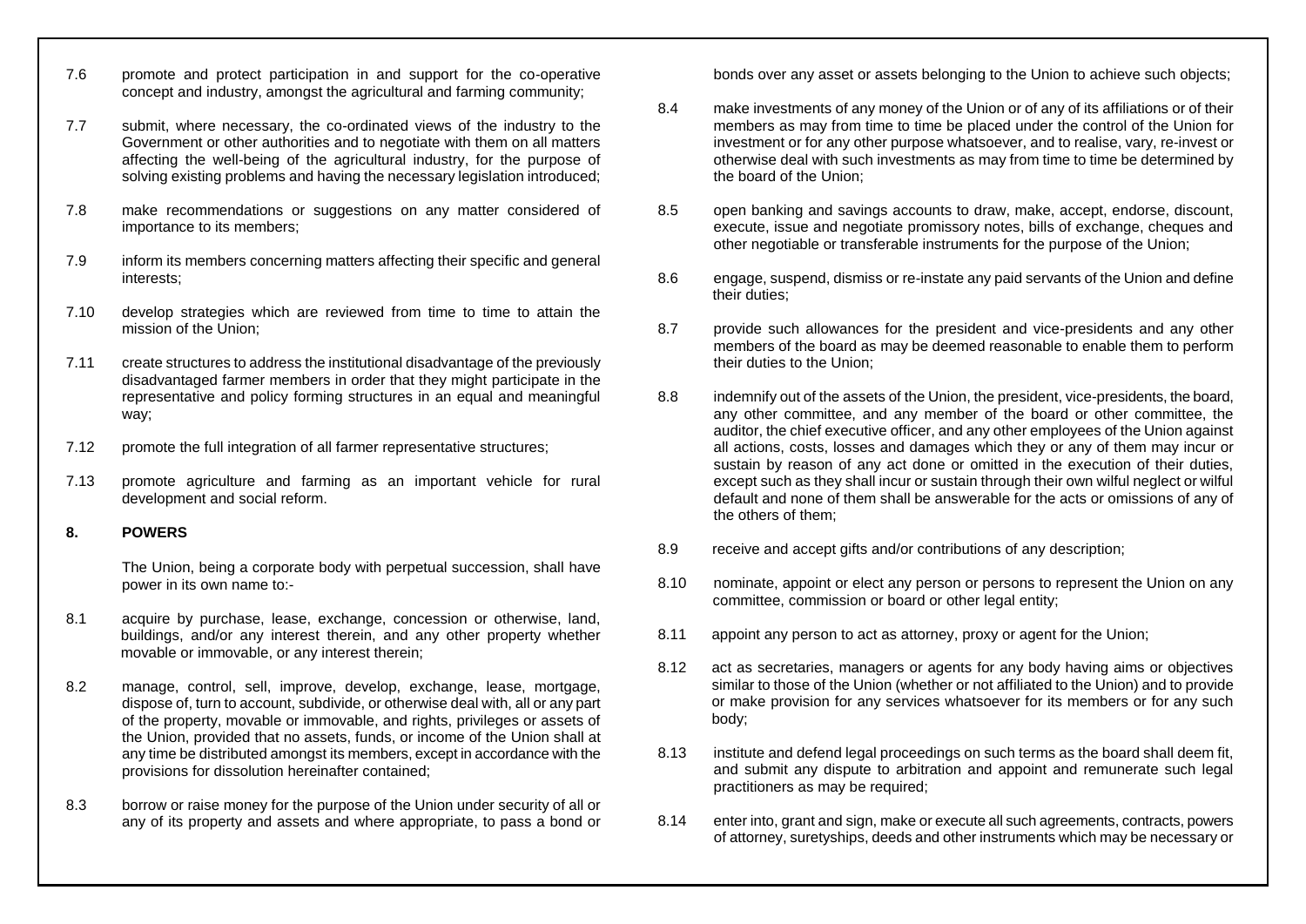7.6 promote and protect participation in and support for the co-operative concept and industry, amongst the agricultural and farming community;

7.7 submit, where necessary, the co-ordinated views of the industry to the Government or other authorities and to negotiate with them on all matters affecting the well-being of the agricultural industry, for the purpose of solving existing problems and having the necessary legislation introduced;

7.8 make recommendations or suggestions on any matter considered of importance to its members;

7.9 inform its members concerning matters affecting their specific and general interests;

7.10 develop strategies which are reviewed from time to time to attain the mission of the Union;

7.11 create structures to address the institutional disadvantage of the previously disadvantaged farmer members in order that they might participate in the representative and policy forming structures in an equal and meaningful way;

7.12 promote the full integration of all farmer representative structures;

7.13 promote agriculture and farming as an important vehicle for rural development and social reform.

## 8. POWERS

The Union, being a corporate body with perpetual succession, shall have power in its own name to:-

8.1 acquire by purchase, lease, exchange, concession or otherwise, land, buildings, and/or any interest therein, and any other property whether movable or immovable, or any interest therein;

8.2 manage, control, sell, improve, develop, exchange, lease, mortgage, dispose of, turn to account, subdivide, or otherwise deal with, all or any part of the property, movable or immovable, and rights, privileges or assets of the Union, provided that no assets, funds, or income of the Union shall at any time be distributed amongst its members, except in accordance with the provisions for dissolution hereinafter contained;

8.3 borrow or raise money for the purpose of the Union under security of all or any of its property and assets and where appropriate, to pass a bond or bonds over any asset or assets belonging to the Union to achieve such objects;

8.4 make investments of any money of the Union or of any of its affiliations or of their members as may from time to time be placed under the control of the Union for investment or for any other purpose whatsoever, and to realise, vary, re-invest or otherwise deal with such investments as may from time to time be determined by the board of the Union;

8.5 open banking and savings accounts to draw, make, accept, endorse, discount, execute, issue and negotiate promissory notes, bills of exchange, cheques and other negotiable or transferable instruments for the purpose of the Union;

8.6 engage, suspend, dismiss or re-instate any paid servants of the Union and define their duties;

8.7 provide such allowances for the president and vice-presidents and any other members of the board as may be deemed reasonable to enable them to perform their duties to the Union;

8.8 indemnify out of the assets of the Union, the president, vice-presidents, the board, any other committee, and any member of the board or other committee, the auditor, the chief executive officer, and any other employees of the Union against all actions, costs, losses and damages which they or any of them may incur or sustain by reason of any act done or omitted in the execution of their duties, except such as they shall incur or sustain through their own wilful neglect or wilful default and none of them shall be answerable for the acts or omissions of any of the others of them;

8.9 receive and accept gifts and/or contributions of any description;

8.10 nominate, appoint or elect any person or persons to represent the Union on any committee, commission or board or other legal entity;

8.11 appoint any person to act as attorney, proxy or agent for the Union;

8.12 act as secretaries, managers or agents for any body having aims or objectives similar to those of the Union (whether or not affiliated to the Union) and to provide or make provision for any services whatsoever for its members or for any such body;

8.13 institute and defend legal proceedings on such terms as the board shall deem fit, and submit any dispute to arbitration and appoint and remunerate such legal practitioners as may be required;

8.14 enter into, grant and sign, make or execute all such agreements, contracts, powers of attorney, suretyships, deeds and other instruments which may be necessary or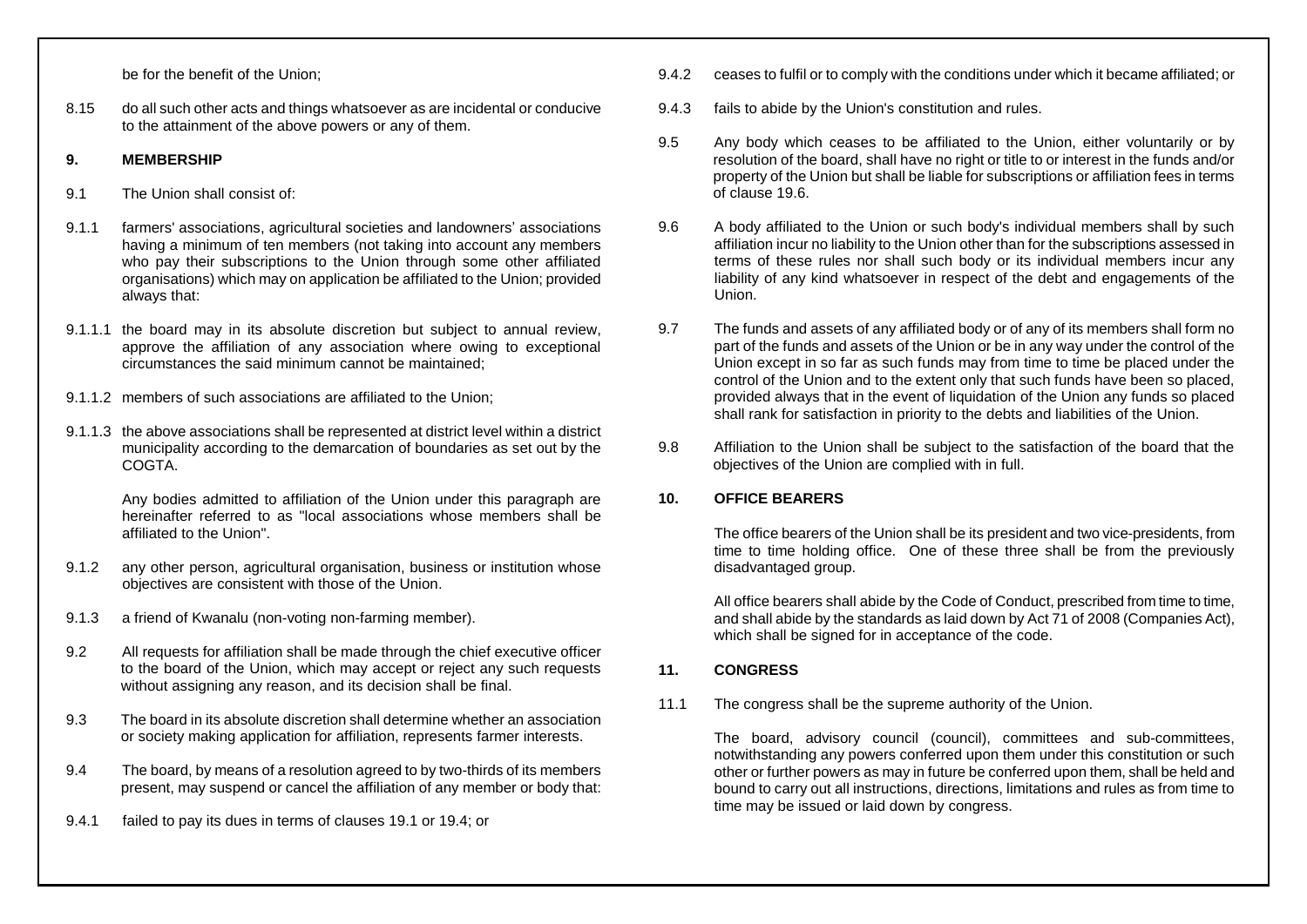be for the benefit of the Union;

8.15 do all such other acts and things whatsoever as are incidental or conducive to the attainment of the above powers or any of them.

## 9. MEMBERSHIP

9.1 The Union shall consist of:

9.1.1 farmers' associations, agricultural societies and landowners' associations having a minimum of ten members (not taking into account any members who pay their subscriptions to the Union through some other affiliated organisations) which may on application be affiliated to the Union; provided always that:

9.1.1.1 the board may in its absolute discretion but subject to annual review, approve the affiliation of any association where owing to exceptional circumstances the said minimum cannot be maintained;

9.1.1.2 members of such associations are affiliated to the Union;

9.1.1.3 the above associations shall be represented at district level within a district municipality according to the demarcation of boundaries as set out by the COGTA.

Any bodies admitted to affiliation of the Union under this paragraph are hereinafter referred to as "local associations whose members shall be affiliated to the Union".

9.1.2 any other person, agricultural organisation, business or institution whose objectives are consistent with those of the Union.

9.1.3 a friend of Kwanalu (non-voting non-farming member).

9.2 All requests for affiliation shall be made through the chief executive officer to the board of the Union, which may accept or reject any such requests without assigning any reason, and its decision shall be final.

9.3 The board in its absolute discretion shall determine whether an association or society making application for affiliation, represents farmer interests.

9.4 The board, by means of a resolution agreed to by two-thirds of its members present, may suspend or cancel the affiliation of any member or body that:

9.4.1 failed to pay its dues in terms of clauses 19.1 or 19.4; or

9.4.2 ceases to fulfil or to comply with the conditions under which it became affiliated; or

9.4.3 fails to abide by the Union's constitution and rules.

9.5 Any body which ceases to be affiliated to the Union, either voluntarily or by resolution of the board, shall have no right or title to or interest in the funds and/or property of the Union but shall be liable for subscriptions or affiliation fees in terms of clause 19.6.

9.6 A body affiliated to the Union or such body's individual members shall by such affiliation incur no liability to the Union other than for the subscriptions assessed in terms of these rules nor shall such body or its individual members incur any liability of any kind whatsoever in respect of the debt and engagements of the Union.

9.7 The funds and assets of any affiliated body or of any of its members shall form no part of the funds and assets of the Union or be in any way under the control of the Union except in so far as such funds may from time to time be placed under the control of the Union and to the extent only that such funds have been so placed, provided always that in the event of liquidation of the Union any funds so placed shall rank for satisfaction in priority to the debts and liabilities of the Union.

9.8 Affiliation to the Union shall be subject to the satisfaction of the board that the objectives of the Union are complied with in full.

## 10. OFFICE BEARERS

The office bearers of the Union shall be its president and two vice-presidents, from time to time holding office. One of these three shall be from the previously disadvantaged group.

All office bearers shall abide by the Code of Conduct, prescribed from time to time, and shall abide by the standards as laid down by Act 71 of 2008 (Companies Act), which shall be signed for in acceptance of the code.

## 11. CONGRESS

11.1 The congress shall be the supreme authority of the Union.

The board, advisory council (council), committees and sub-committees, notwithstanding any powers conferred upon them under this constitution or such other or further powers as may in future be conferred upon them, shall be held and bound to carry out all instructions, directions, limitations and rules as from time to time may be issued or laid down by congress.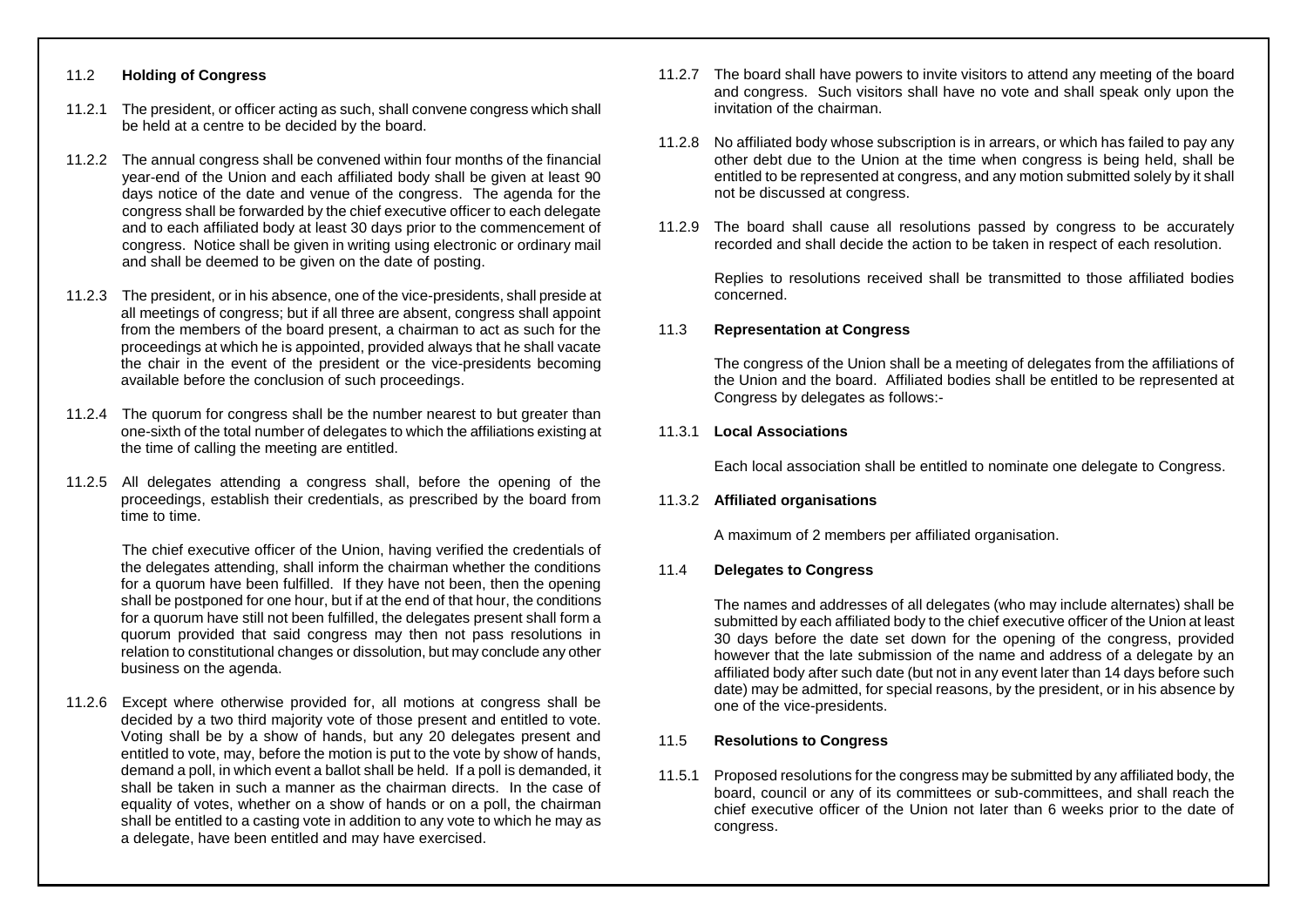## 11.2 Holding of Congress

11.2.1 The president, or officer acting as such, shall convene congress which shall be held at a centre to be decided by the board.

11.2.2 The annual congress shall be convened within four months of the financial year-end of the Union and each affiliated body shall be given at least 90 days notice of the date and venue of the congress. The agenda for the congress shall be forwarded by the chief executive officer to each delegate and to each affiliated body at least 30 days prior to the commencement of congress. Notice shall be given in writing using electronic or ordinary mail and shall be deemed to be given on the date of posting.

11.2.3 The president, or in his absence, one of the vice-presidents, shall preside at all meetings of congress; but if all three are absent, congress shall appoint from the members of the board present, a chairman to act as such for the proceedings at which he is appointed, provided always that he shall vacate the chair in the event of the president or the vice-presidents becoming available before the conclusion of such proceedings.

11.2.4 The quorum for congress shall be the number nearest to but greater than one-sixth of the total number of delegates to which the affiliations existing at the time of calling the meeting are entitled.

11.2.5 All delegates attending a congress shall, before the opening of the proceedings, establish their credentials, as prescribed by the board from time to time.

The chief executive officer of the Union, having verified the credentials of the delegates attending, shall inform the chairman whether the conditions for a quorum have been fulfilled. If they have not been, then the opening shall be postponed for one hour, but if at the end of that hour, the conditions for a quorum have still not been fulfilled, the delegates present shall form a quorum provided that said congress may then not pass resolutions in relation to constitutional changes or dissolution, but may conclude any other business on the agenda.

11.2.6 Except where otherwise provided for, all motions at congress shall be decided by a two third majority vote of those present and entitled to vote. Voting shall be by a show of hands, but any 20 delegates present and entitled to vote, may, before the motion is put to the vote by show of hands, demand a poll, in which event a ballot shall be held. If a poll is demanded, it shall be taken in such a manner as the chairman directs. In the case of equality of votes, whether on a show of hands or on a poll, the chairman shall be entitled to a casting vote in addition to any vote to which he may as a delegate, have been entitled and may have exercised.

11.2.7 The board shall have powers to invite visitors to attend any meeting of the board and congress. Such visitors shall have no vote and shall speak only upon the invitation of the chairman.

11.2.8 No affiliated body whose subscription is in arrears, or which has failed to pay any other debt due to the Union at the time when congress is being held, shall be entitled to be represented at congress, and any motion submitted solely by it shall not be discussed at congress.

11.2.9 The board shall cause all resolutions passed by congress to be accurately recorded and shall decide the action to be taken in respect of each resolution.

Replies to resolutions received shall be transmitted to those affiliated bodies concerned.

## 11.3 Representation at Congress

The congress of the Union shall be a meeting of delegates from the affiliations of the Union and the board. Affiliated bodies shall be entitled to be represented at Congress by delegates as follows:-

### 11.3.1 Local Associations

Each local association shall be entitled to nominate one delegate to Congress.

### 11.3.2 Affiliated organisations

A maximum of 2 members per affiliated organisation.

## 11.4 Delegates to Congress

The names and addresses of all delegates (who may include alternates) shall be submitted by each affiliated body to the chief executive officer of the Union at least 30 days before the date set down for the opening of the congress, provided however that the late submission of the name and address of a delegate by an affiliated body after such date (but not in any event later than 14 days before such date) may be admitted, for special reasons, by the president, or in his absence by one of the vice-presidents.

## 11.5 Resolutions to Congress

11.5.1 Proposed resolutions for the congress may be submitted by any affiliated body, the board, council or any of its committees or sub-committees, and shall reach the chief executive officer of the Union not later than 6 weeks prior to the date of congress.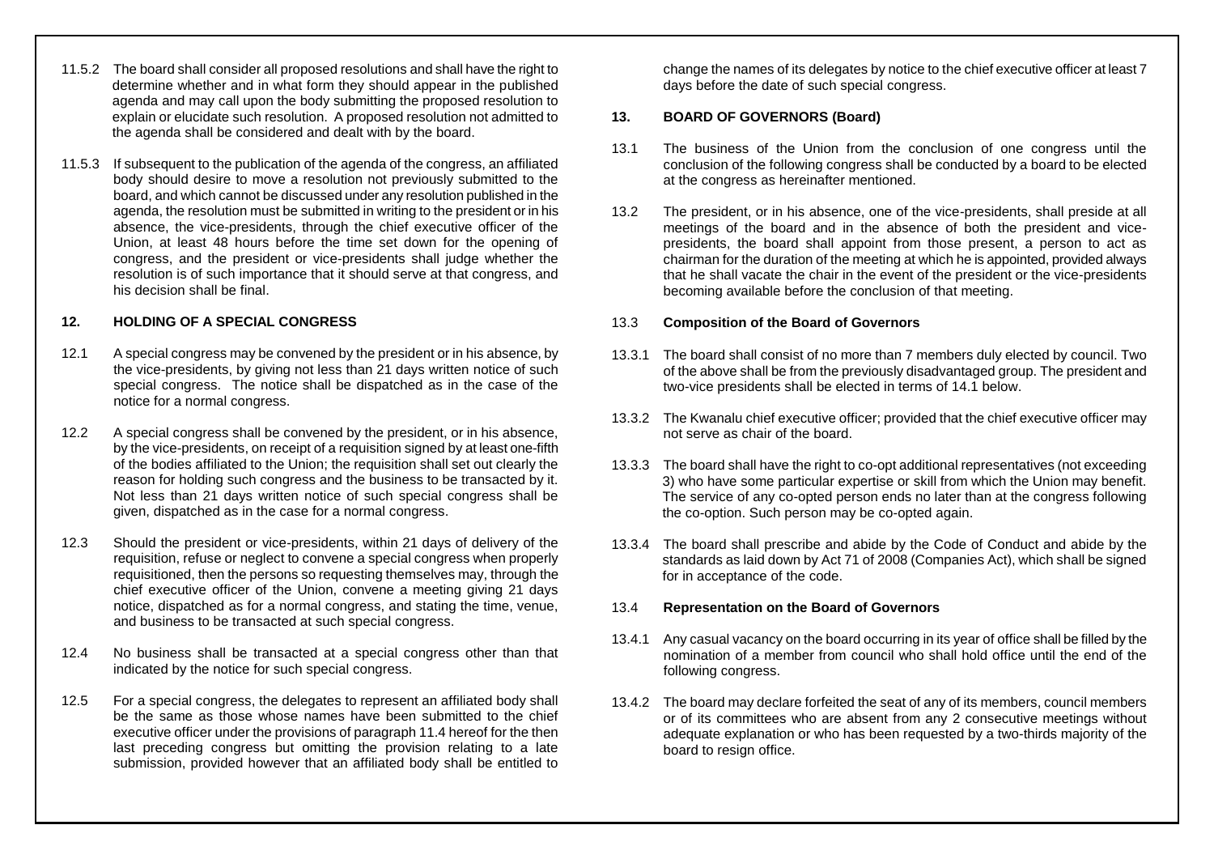11.5.2 The board shall consider all proposed resolutions and shall have the right to determine whether and in what form they should appear in the published agenda and may call upon the body submitting the proposed resolution to explain or elucidate such resolution. A proposed resolution not admitted to the agenda shall be considered and dealt with by the board.

11.5.3 If subsequent to the publication of the agenda of the congress, an affiliated body should desire to move a resolution not previously submitted to the board, and which cannot be discussed under any resolution published in the agenda, the resolution must be submitted in writing to the president or in his absence, the vice-presidents, through the chief executive officer of the Union, at least 48 hours before the time set down for the opening of congress, and the president or vice-presidents shall judge whether the resolution is of such importance that it should serve at that congress, and his decision shall be final.

## 12. HOLDING OF A SPECIAL CONGRESS

12.1 A special congress may be convened by the president or in his absence, by the vice-presidents, by giving not less than 21 days written notice of such special congress. The notice shall be dispatched as in the case of the notice for a normal congress.

12.2 A special congress shall be convened by the president, or in his absence, by the vice-presidents, on receipt of a requisition signed by at least one-fifth of the bodies affiliated to the Union; the requisition shall set out clearly the reason for holding such congress and the business to be transacted by it. Not less than 21 days written notice of such special congress shall be given, dispatched as in the case for a normal congress.

12.3 Should the president or vice-presidents, within 21 days of delivery of the requisition, refuse or neglect to convene a special congress when properly requisitioned, then the persons so requesting themselves may, through the chief executive officer of the Union, convene a meeting giving 21 days notice, dispatched as for a normal congress, and stating the time, venue, and business to be transacted at such special congress.

12.4 No business shall be transacted at a special congress other than that indicated by the notice for such special congress.

12.5 For a special congress, the delegates to represent an affiliated body shall be the same as those whose names have been submitted to the chief executive officer under the provisions of paragraph 11.4 hereof for the then last preceding congress but omitting the provision relating to a late submission, provided however that an affiliated body shall be entitled to change the names of its delegates by notice to the chief executive officer at least 7 days before the date of such special congress.

## 13. BOARD OF GOVERNORS (Board)

13.1 The business of the Union from the conclusion of one congress until the conclusion of the following congress shall be conducted by a board to be elected at the congress as hereinafter mentioned.

13.2 The president, or in his absence, one of the vice-presidents, shall preside at all meetings of the board and in the absence of both the president and vice-presidents, the board shall appoint from those present, a person to act as chairman for the duration of the meeting at which he is appointed, provided always that he shall vacate the chair in the event of the president or the vice-presidents becoming available before the conclusion of that meeting.

### 13.3 Composition of the Board of Governors

13.3.1 The board shall consist of no more than 7 members duly elected by council. Two of the above shall be from the previously disadvantaged group. The president and two-vice presidents shall be elected in terms of 14.1 below.

13.3.2 The Kwanalu chief executive officer; provided that the chief executive officer may not serve as chair of the board.

13.3.3 The board shall have the right to co-opt additional representatives (not exceeding 3) who have some particular expertise or skill from which the Union may benefit. The service of any co-opted person ends no later than at the congress following the co-option. Such person may be co-opted again.

13.3.4 The board shall prescribe and abide by the Code of Conduct and abide by the standards as laid down by Act 71 of 2008 (Companies Act), which shall be signed for in acceptance of the code.

### 13.4 Representation on the Board of Governors

13.4.1 Any casual vacancy on the board occurring in its year of office shall be filled by the nomination of a member from council who shall hold office until the end of the following congress.

13.4.2 The board may declare forfeited the seat of any of its members, council members or of its committees who are absent from any 2 consecutive meetings without adequate explanation or who has been requested by a two-thirds majority of the board to resign office.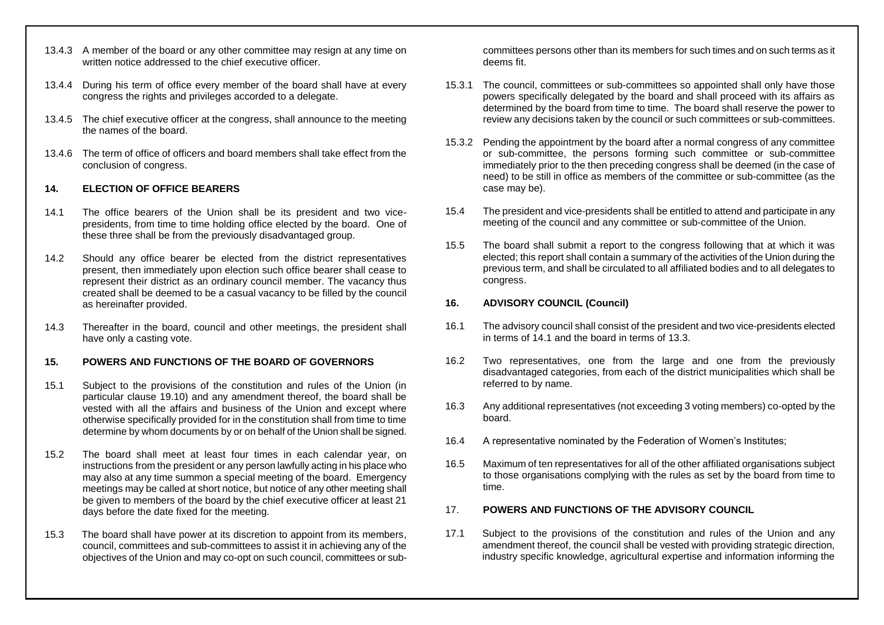13.4.3 A member of the board or any other committee may resign at any time on written notice addressed to the chief executive officer.

13.4.4 During his term of office every member of the board shall have at every congress the rights and privileges accorded to a delegate.

13.4.5 The chief executive officer at the congress, shall announce to the meeting the names of the board.

13.4.6 The term of office of officers and board members shall take effect from the conclusion of congress.

## 14. ELECTION OF OFFICE BEARERS

14.1 The office bearers of the Union shall be its president and two vice-presidents, from time to time holding office elected by the board. One of these three shall be from the previously disadvantaged group.

14.2 Should any office bearer be elected from the district representatives present, then immediately upon election such office bearer shall cease to represent their district as an ordinary council member. The vacancy thus created shall be deemed to be a casual vacancy to be filled by the council as hereinafter provided.

14.3 Thereafter in the board, council and other meetings, the president shall have only a casting vote.

## 15. POWERS AND FUNCTIONS OF THE BOARD OF GOVERNORS

15.1 Subject to the provisions of the constitution and rules of the Union (in particular clause 19.10) and any amendment thereof, the board shall be vested with all the affairs and business of the Union and except where otherwise specifically provided for in the constitution shall from time to time determine by whom documents by or on behalf of the Union shall be signed.

15.2 The board shall meet at least four times in each calendar year, on instructions from the president or any person lawfully acting in his place who may also at any time summon a special meeting of the board. Emergency meetings may be called at short notice, but notice of any other meeting shall be given to members of the board by the chief executive officer at least 21 days before the date fixed for the meeting.

15.3 The board shall have power at its discretion to appoint from its members, council, committees and sub-committees to assist it in achieving any of the objectives of the Union and may co-opt on such council, committees or sub-committees persons other than its members for such times and on such terms as it deems fit.

15.3.1 The council, committees or sub-committees so appointed shall only have those powers specifically delegated by the board and shall proceed with its affairs as determined by the board from time to time. The board shall reserve the power to review any decisions taken by the council or such committees or sub-committees.

15.3.2 Pending the appointment by the board after a normal congress of any committee or sub-committee, the persons forming such committee or sub-committee immediately prior to the then preceding congress shall be deemed (in the case of need) to be still in office as members of the committee or sub-committee (as the case may be).

15.4 The president and vice-presidents shall be entitled to attend and participate in any meeting of the council and any committee or sub-committee of the Union.

15.5 The board shall submit a report to the congress following that at which it was elected; this report shall contain a summary of the activities of the Union during the previous term, and shall be circulated to all affiliated bodies and to all delegates to congress.

## 16. ADVISORY COUNCIL (Council)

16.1 The advisory council shall consist of the president and two vice-presidents elected in terms of 14.1 and the board in terms of 13.3.

16.2 Two representatives, one from the large and one from the previously disadvantaged categories, from each of the district municipalities which shall be referred to by name.

16.3 Any additional representatives (not exceeding 3 voting members) co-opted by the board.

16.4 A representative nominated by the Federation of Women's Institutes;

16.5 Maximum of ten representatives for all of the other affiliated organisations subject to those organisations complying with the rules as set by the board from time to time.

## 17. POWERS AND FUNCTIONS OF THE ADVISORY COUNCIL

17.1 Subject to the provisions of the constitution and rules of the Union and any amendment thereof, the council shall be vested with providing strategic direction, industry specific knowledge, agricultural expertise and information informing the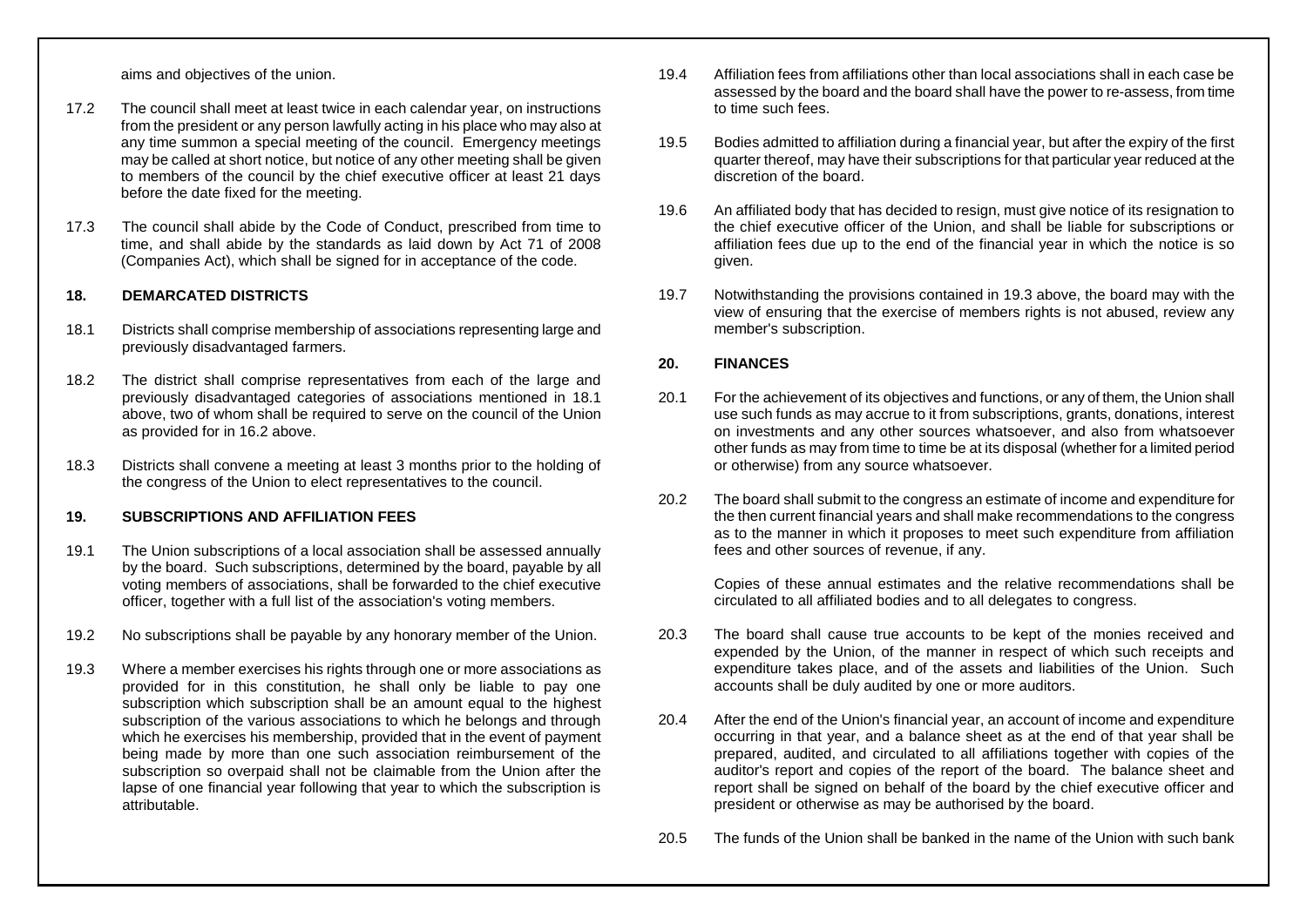aims and objectives of the union.

17.2 The council shall meet at least twice in each calendar year, on instructions from the president or any person lawfully acting in his place who may also at any time summon a special meeting of the council. Emergency meetings may be called at short notice, but notice of any other meeting shall be given to members of the council by the chief executive officer at least 21 days before the date fixed for the meeting.

17.3 The council shall abide by the Code of Conduct, prescribed from time to time, and shall abide by the standards as laid down by Act 71 of 2008 (Companies Act), which shall be signed for in acceptance of the code.

## 18. DEMARCATED DISTRICTS

18.1 Districts shall comprise membership of associations representing large and previously disadvantaged farmers.

18.2 The district shall comprise representatives from each of the large and previously disadvantaged categories of associations mentioned in 18.1 above, two of whom shall be required to serve on the council of the Union as provided for in 16.2 above.

18.3 Districts shall convene a meeting at least 3 months prior to the holding of the congress of the Union to elect representatives to the council.

## 19. SUBSCRIPTIONS AND AFFILIATION FEES

19.1 The Union subscriptions of a local association shall be assessed annually by the board. Such subscriptions, determined by the board, payable by all voting members of associations, shall be forwarded to the chief executive officer, together with a full list of the association's voting members.

19.2 No subscriptions shall be payable by any honorary member of the Union.

19.3 Where a member exercises his rights through one or more associations as provided for in this constitution, he shall only be liable to pay one subscription which subscription shall be an amount equal to the highest subscription of the various associations to which he belongs and through which he exercises his membership, provided that in the event of payment being made by more than one such association reimbursement of the subscription so overpaid shall not be claimable from the Union after the lapse of one financial year following that year to which the subscription is attributable.

19.4 Affiliation fees from affiliations other than local associations shall in each case be assessed by the board and the board shall have the power to re-assess, from time to time such fees.

19.5 Bodies admitted to affiliation during a financial year, but after the expiry of the first quarter thereof, may have their subscriptions for that particular year reduced at the discretion of the board.

19.6 An affiliated body that has decided to resign, must give notice of its resignation to the chief executive officer of the Union, and shall be liable for subscriptions or affiliation fees due up to the end of the financial year in which the notice is so given.

19.7 Notwithstanding the provisions contained in 19.3 above, the board may with the view of ensuring that the exercise of members rights is not abused, review any member's subscription.

## 20. FINANCES

20.1 For the achievement of its objectives and functions, or any of them, the Union shall use such funds as may accrue to it from subscriptions, grants, donations, interest on investments and any other sources whatsoever, and also from whatsoever other funds as may from time to time be at its disposal (whether for a limited period or otherwise) from any source whatsoever.

20.2 The board shall submit to the congress an estimate of income and expenditure for the then current financial years and shall make recommendations to the congress as to the manner in which it proposes to meet such expenditure from affiliation fees and other sources of revenue, if any.

Copies of these annual estimates and the relative recommendations shall be circulated to all affiliated bodies and to all delegates to congress.

20.3 The board shall cause true accounts to be kept of the monies received and expended by the Union, of the manner in respect of which such receipts and expenditure takes place, and of the assets and liabilities of the Union. Such accounts shall be duly audited by one or more auditors.

20.4 After the end of the Union's financial year, an account of income and expenditure occurring in that year, and a balance sheet as at the end of that year shall be prepared, audited, and circulated to all affiliations together with copies of the auditor's report and copies of the report of the board. The balance sheet and report shall be signed on behalf of the board by the chief executive officer and president or otherwise as may be authorised by the board.

20.5 The funds of the Union shall be banked in the name of the Union with such bank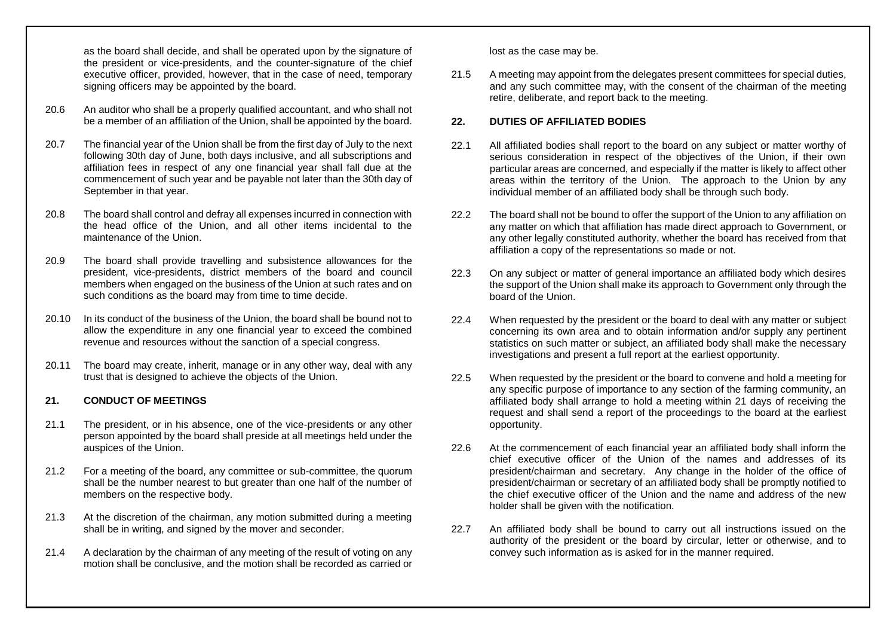as the board shall decide, and shall be operated upon by the signature of the president or vice-presidents, and the counter-signature of the chief executive officer, provided, however, that in the case of need, temporary signing officers may be appointed by the board.

20.6 An auditor who shall be a properly qualified accountant, and who shall not be a member of an affiliation of the Union, shall be appointed by the board.

20.7 The financial year of the Union shall be from the first day of July to the next following 30th day of June, both days inclusive, and all subscriptions and affiliation fees in respect of any one financial year shall fall due at the commencement of such year and be payable not later than the 30th day of September in that year.

20.8 The board shall control and defray all expenses incurred in connection with the head office of the Union, and all other items incidental to the maintenance of the Union.

20.9 The board shall provide travelling and subsistence allowances for the president, vice-presidents, district members of the board and council members when engaged on the business of the Union at such rates and on such conditions as the board may from time to time decide.

20.10 In its conduct of the business of the Union, the board shall be bound not to allow the expenditure in any one financial year to exceed the combined revenue and resources without the sanction of a special congress.

20.11 The board may create, inherit, manage or in any other way, deal with any trust that is designed to achieve the objects of the Union.

## 21. CONDUCT OF MEETINGS

21.1 The president, or in his absence, one of the vice-presidents or any other person appointed by the board shall preside at all meetings held under the auspices of the Union.

21.2 For a meeting of the board, any committee or sub-committee, the quorum shall be the number nearest to but greater than one half of the number of members on the respective body.

21.3 At the discretion of the chairman, any motion submitted during a meeting shall be in writing, and signed by the mover and seconder.

21.4 A declaration by the chairman of any meeting of the result of voting on any motion shall be conclusive, and the motion shall be recorded as carried or lost as the case may be.

21.5 A meeting may appoint from the delegates present committees for special duties, and any such committee may, with the consent of the chairman of the meeting retire, deliberate, and report back to the meeting.

## 22. DUTIES OF AFFILIATED BODIES

22.1 All affiliated bodies shall report to the board on any subject or matter worthy of serious consideration in respect of the objectives of the Union, if their own particular areas are concerned, and especially if the matter is likely to affect other areas within the territory of the Union. The approach to the Union by any individual member of an affiliated body shall be through such body.

22.2 The board shall not be bound to offer the support of the Union to any affiliation on any matter on which that affiliation has made direct approach to Government, or any other legally constituted authority, whether the board has received from that affiliation a copy of the representations so made or not.

22.3 On any subject or matter of general importance an affiliated body which desires the support of the Union shall make its approach to Government only through the board of the Union.

22.4 When requested by the president or the board to deal with any matter or subject concerning its own area and to obtain information and/or supply any pertinent statistics on such matter or subject, an affiliated body shall make the necessary investigations and present a full report at the earliest opportunity.

22.5 When requested by the president or the board to convene and hold a meeting for any specific purpose of importance to any section of the farming community, an affiliated body shall arrange to hold a meeting within 21 days of receiving the request and shall send a report of the proceedings to the board at the earliest opportunity.

22.6 At the commencement of each financial year an affiliated body shall inform the chief executive officer of the Union of the names and addresses of its president/chairman and secretary. Any change in the holder of the office of president/chairman or secretary of an affiliated body shall be promptly notified to the chief executive officer of the Union and the name and address of the new holder shall be given with the notification.

22.7 An affiliated body shall be bound to carry out all instructions issued on the authority of the president or the board by circular, letter or otherwise, and to convey such information as is asked for in the manner required.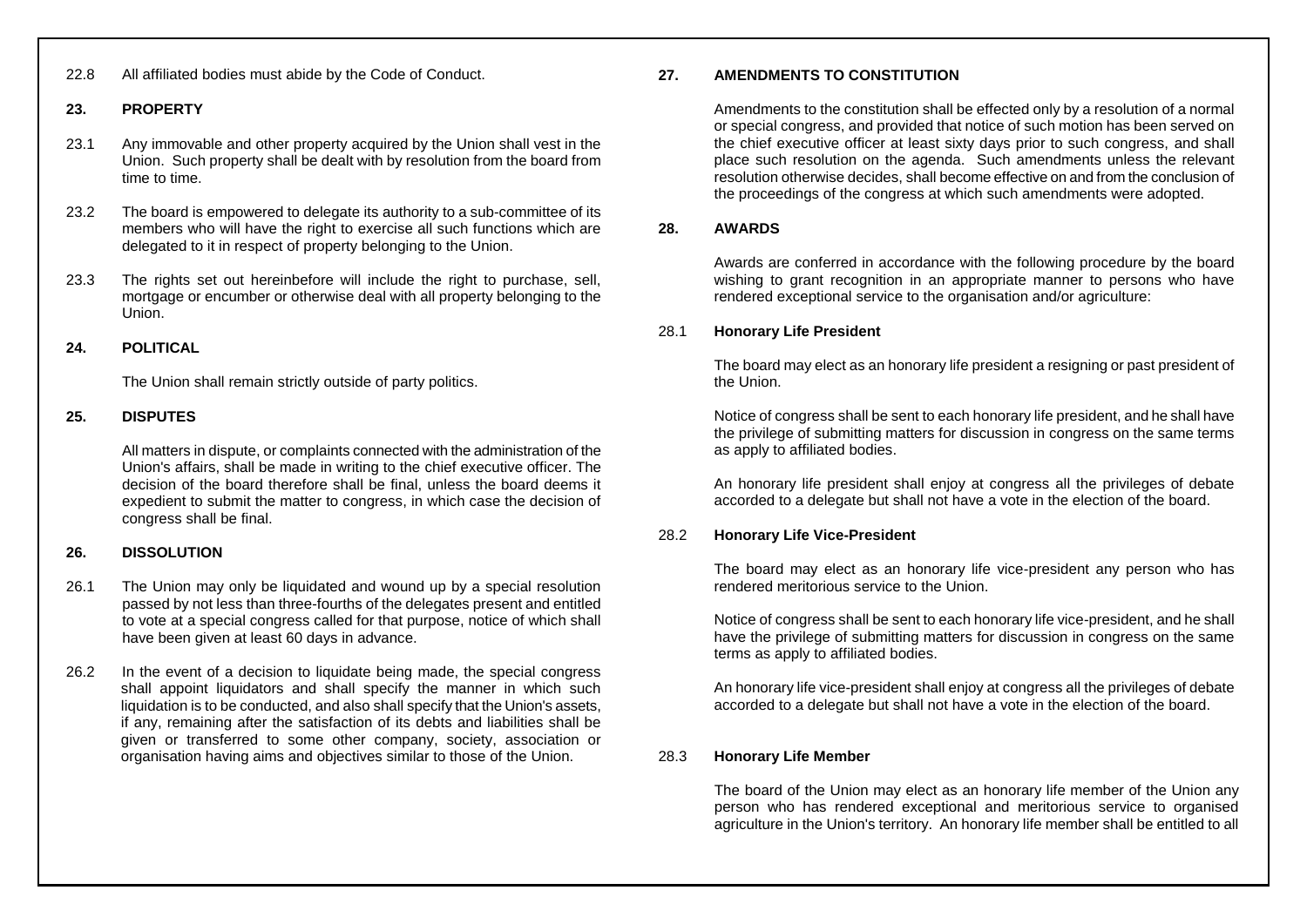22.8 All affiliated bodies must abide by the Code of Conduct.

## 23. PROPERTY

23.1 Any immovable and other property acquired by the Union shall vest in the Union. Such property shall be dealt with by resolution from the board from time to time.

23.2 The board is empowered to delegate its authority to a sub-committee of its members who will have the right to exercise all such functions which are delegated to it in respect of property belonging to the Union.

23.3 The rights set out hereinbefore will include the right to purchase, sell, mortgage or encumber or otherwise deal with all property belonging to the Union.

## 24. POLITICAL

The Union shall remain strictly outside of party politics.

## 25. DISPUTES

All matters in dispute, or complaints connected with the administration of the Union's affairs, shall be made in writing to the chief executive officer. The decision of the board therefore shall be final, unless the board deems it expedient to submit the matter to congress, in which case the decision of congress shall be final.

## 26. DISSOLUTION

26.1 The Union may only be liquidated and wound up by a special resolution passed by not less than three-fourths of the delegates present and entitled to vote at a special congress called for that purpose, notice of which shall have been given at least 60 days in advance.

26.2 In the event of a decision to liquidate being made, the special congress shall appoint liquidators and shall specify the manner in which such liquidation is to be conducted, and also shall specify that the Union's assets, if any, remaining after the satisfaction of its debts and liabilities shall be given or transferred to some other company, society, association or organisation having aims and objectives similar to those of the Union.

## 27. AMENDMENTS TO CONSTITUTION

Amendments to the constitution shall be effected only by a resolution of a normal or special congress, and provided that notice of such motion has been served on the chief executive officer at least sixty days prior to such congress, and shall place such resolution on the agenda. Such amendments unless the relevant resolution otherwise decides, shall become effective on and from the conclusion of the proceedings of the congress at which such amendments were adopted.

## 28. AWARDS

Awards are conferred in accordance with the following procedure by the board wishing to grant recognition in an appropriate manner to persons who have rendered exceptional service to the organisation and/or agriculture:

### 28.1 Honorary Life President

The board may elect as an honorary life president a resigning or past president of the Union.

Notice of congress shall be sent to each honorary life president, and he shall have the privilege of submitting matters for discussion in congress on the same terms as apply to affiliated bodies.

An honorary life president shall enjoy at congress all the privileges of debate accorded to a delegate but shall not have a vote in the election of the board.

### 28.2 Honorary Life Vice-President

The board may elect as an honorary life vice-president any person who has rendered meritorious service to the Union.

Notice of congress shall be sent to each honorary life vice-president, and he shall have the privilege of submitting matters for discussion in congress on the same terms as apply to affiliated bodies.

An honorary life vice-president shall enjoy at congress all the privileges of debate accorded to a delegate but shall not have a vote in the election of the board.

### 28.3 Honorary Life Member

The board of the Union may elect as an honorary life member of the Union any person who has rendered exceptional and meritorious service to organised agriculture in the Union's territory. An honorary life member shall be entitled to all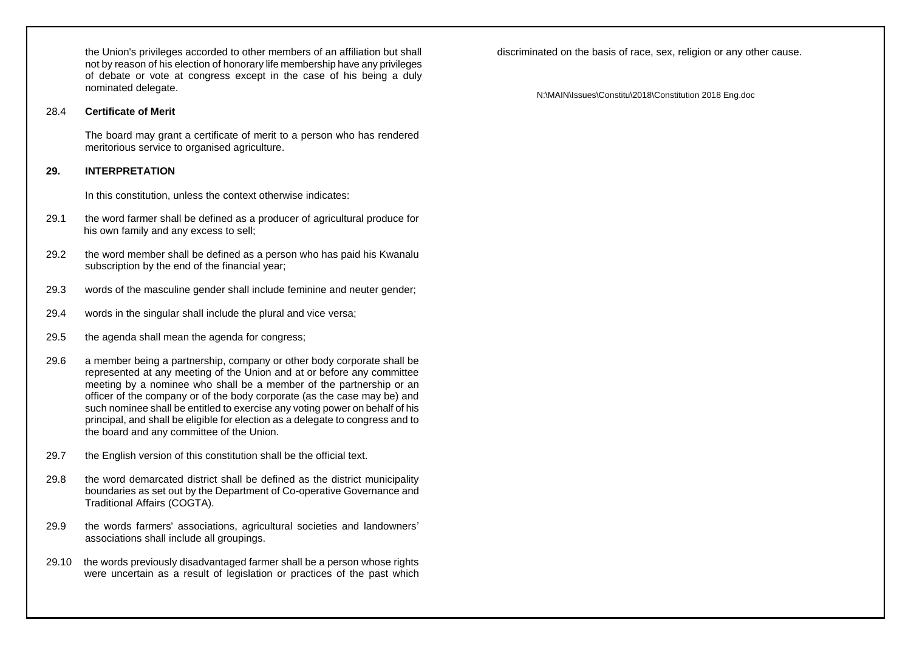the Union's privileges accorded to other members of an affiliation but shall not by reason of his election of honorary life membership have any privileges of debate or vote at congress except in the case of his being a duly nominated delegate.

28.4 **Certificate of Merit**

The board may grant a certificate of merit to a person who has rendered meritorious service to organised agriculture.

**29. INTERPRETATION**

In this constitution, unless the context otherwise indicates:

29.1 the word farmer shall be defined as a producer of agricultural produce for his own family and any excess to sell;

29.2 the word member shall be defined as a person who has paid his Kwanalu subscription by the end of the financial year;

29.3 words of the masculine gender shall include feminine and neuter gender;

29.4 words in the singular shall include the plural and vice versa;

29.5 the agenda shall mean the agenda for congress;

29.6 a member being a partnership, company or other body corporate shall be represented at any meeting of the Union and at or before any committee meeting by a nominee who shall be a member of the partnership or an officer of the company or of the body corporate (as the case may be) and such nominee shall be entitled to exercise any voting power on behalf of his principal, and shall be eligible for election as a delegate to congress and to the board and any committee of the Union.

29.7 the English version of this constitution shall be the official text.

29.8 the word demarcated district shall be defined as the district municipality boundaries as set out by the Department of Co-operative Governance and Traditional Affairs (COGTA).

29.9 the words farmers' associations, agricultural societies and landowners' associations shall include all groupings.

29.10 the words previously disadvantaged farmer shall be a person whose rights were uncertain as a result of legislation or practices of the past which discriminated on the basis of race, sex, religion or any other cause.

N:\MAIN\Issues\Constitu\2018\Constitution 2018 Eng.doc